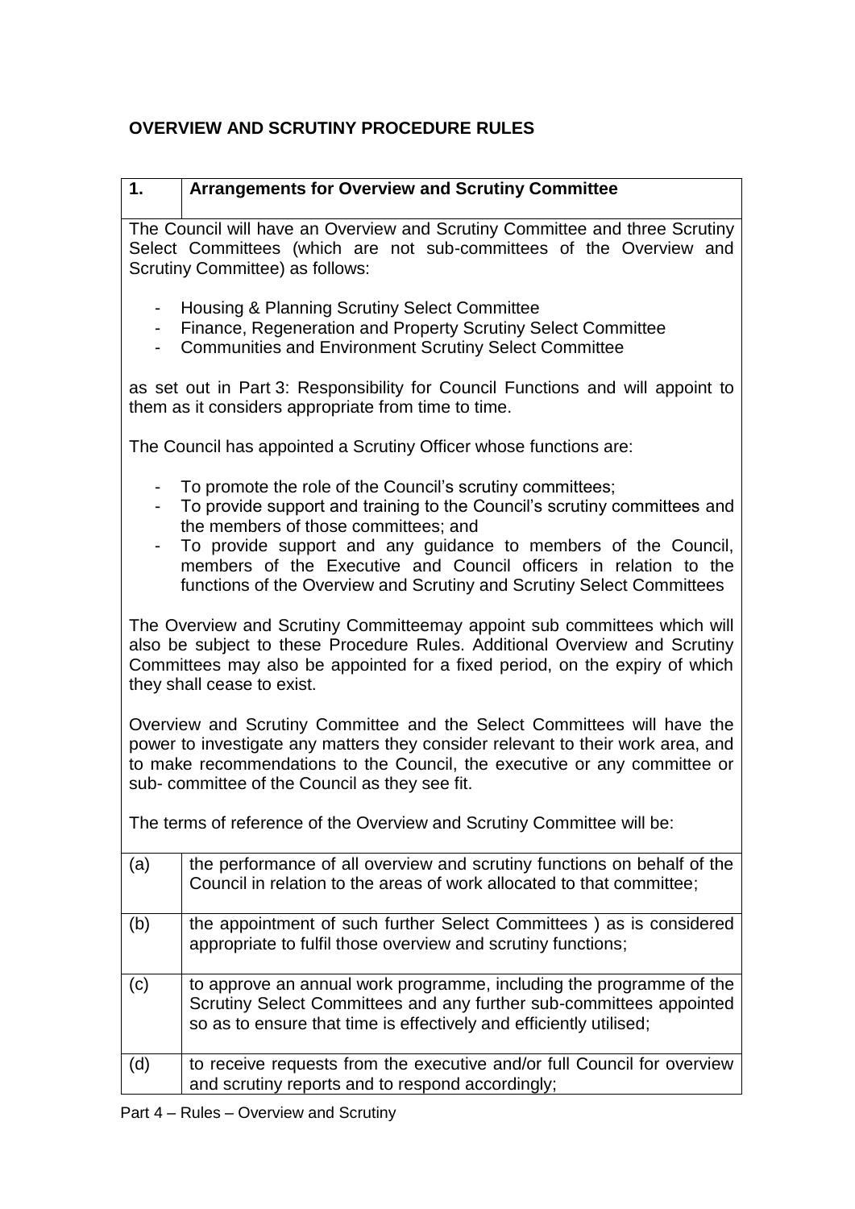# OVERVIEW AND SCRUTINY PROCEDURE RULES

## 1. Arrangements for Overview and Scrutiny Committee

The Council will have an Overview and Scrutiny Committee and three Scrutiny Select Committees (which are not sub-committees of the Overview and Scrutiny Committee) as follows:

- Housing & Planning Scrutiny Select Committee
- Finance, Regeneration and Property Scrutiny Select Committee
- Communities and Environment Scrutiny Select Committee

as set out in Part 3: Responsibility for Council Functions and will appoint to them as it considers appropriate from time to time.

The Council has appointed a Scrutiny Officer whose functions are:

- To promote the role of the Council's scrutiny committees;
- To provide support and training to the Council's scrutiny committees and the members of those committees; and
- To provide support and any guidance to members of the Council, members of the Executive and Council officers in relation to the functions of the Overview and Scrutiny and Scrutiny Select Committees

The Overview and Scrutiny Committeemay appoint sub committees which will also be subject to these Procedure Rules. Additional Overview and Scrutiny Committees may also be appointed for a fixed period, on the expiry of which they shall cease to exist.

Overview and Scrutiny Committee and the Select Committees will have the power to investigate any matters they consider relevant to their work area, and to make recommendations to the Council, the executive or any committee or sub- committee of the Council as they see fit.

The terms of reference of the Overview and Scrutiny Committee will be:

| | |
|---|---|
| (a) | the performance of all overview and scrutiny functions on behalf of the Council in relation to the areas of work allocated to that committee; |
| (b) | the appointment of such further Select Committees ) as is considered appropriate to fulfil those overview and scrutiny functions; |
| (c) | to approve an annual work programme, including the programme of the Scrutiny Select Committees and any further sub-committees appointed so as to ensure that time is effectively and efficiently utilised; |
| (d) | to receive requests from the executive and/or full Council for overview and scrutiny reports and to respond accordingly; |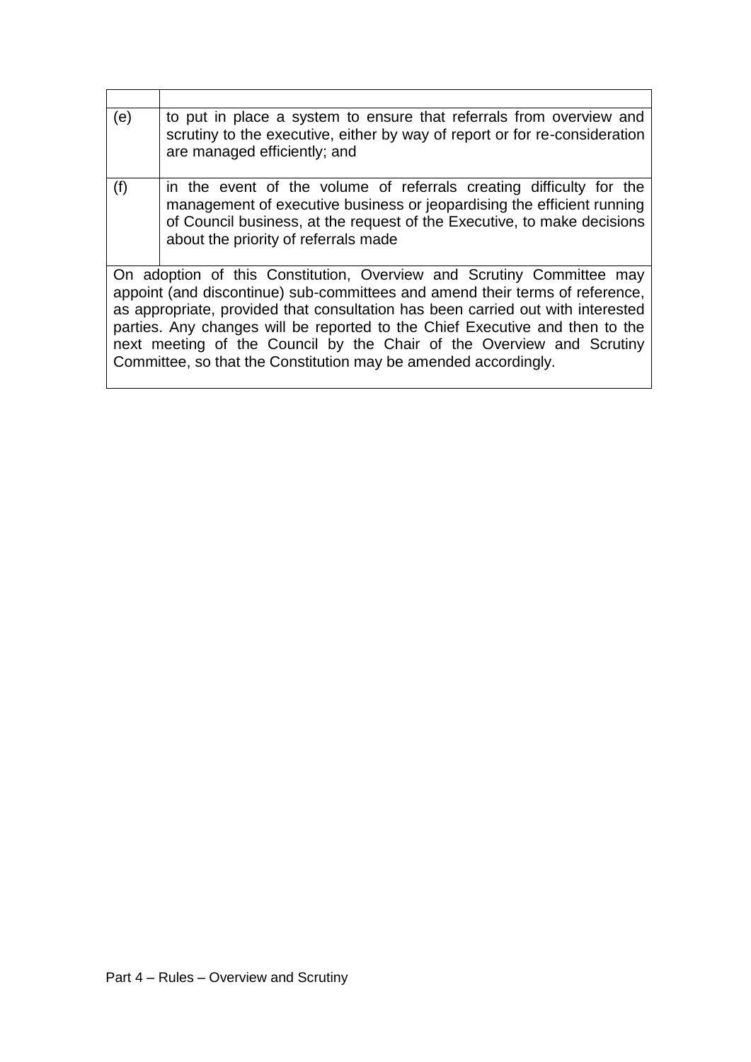| | |
|---|---|
| (e) | to put in place a system to ensure that referrals from overview and scrutiny to the executive, either by way of report or for re-consideration are managed efficiently; and |
| (f) | in the event of the volume of referrals creating difficulty for the management of executive business or jeopardising the efficient running of Council business, at the request of the Executive, to make decisions about the priority of referrals made |

On adoption of this Constitution, Overview and Scrutiny Committee may appoint (and discontinue) sub-committees and amend their terms of reference, as appropriate, provided that consultation has been carried out with interested parties. Any changes will be reported to the Chief Executive and then to the next meeting of the Council by the Chair of the Overview and Scrutiny Committee, so that the Constitution may be amended accordingly.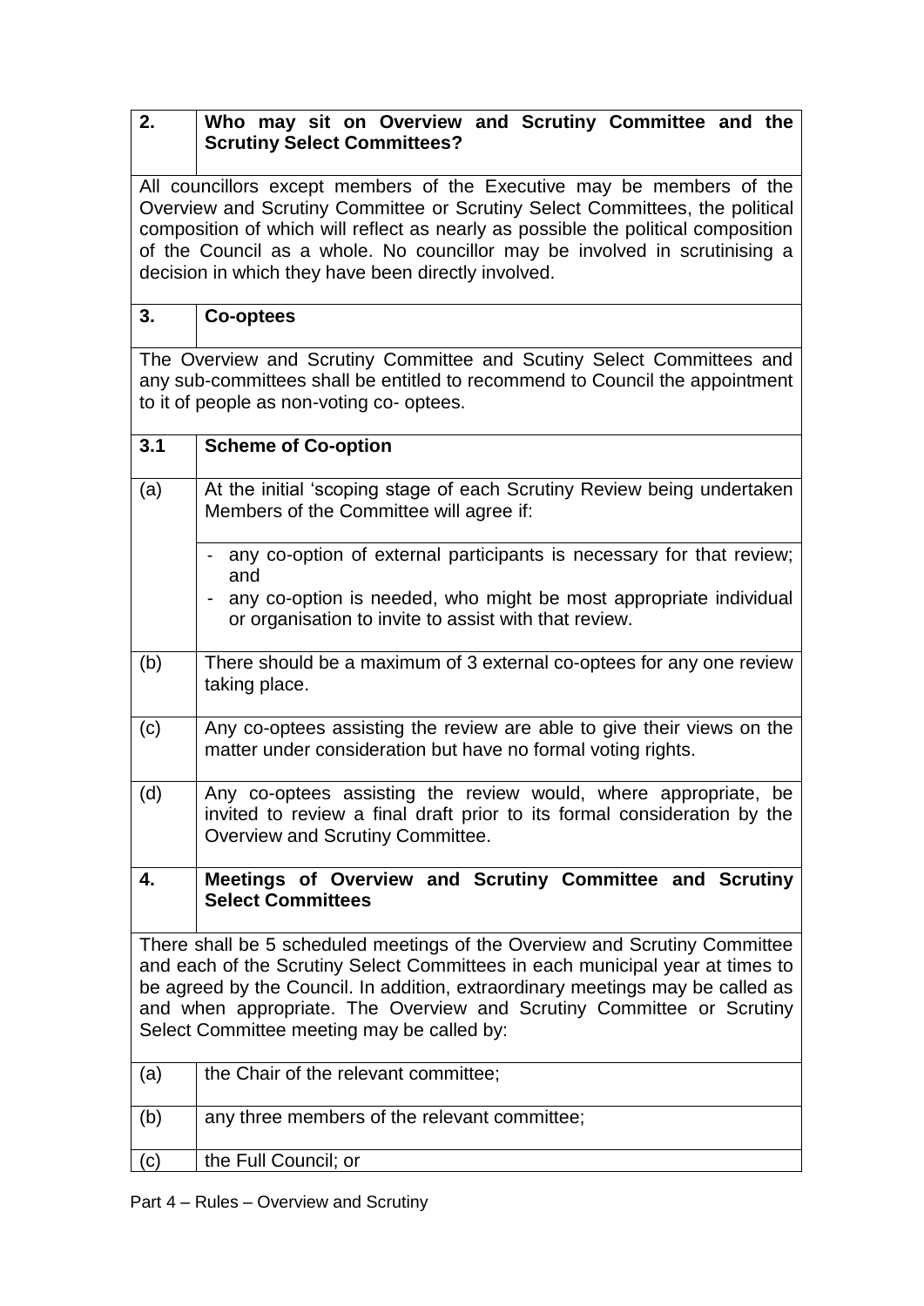## 2. Who may sit on Overview and Scrutiny Committee and the Scrutiny Select Committees?

All councillors except members of the Executive may be members of the Overview and Scrutiny Committee or Scrutiny Select Committees, the political composition of which will reflect as nearly as possible the political composition of the Council as a whole. No councillor may be involved in scrutinising a decision in which they have been directly involved.

## 3. Co-optees

The Overview and Scrutiny Committee and Scutiny Select Committees and any sub-committees shall be entitled to recommend to Council the appointment to it of people as non-voting co- optees.

### 3.1 Scheme of Co-option

(a) At the initial 'scoping stage of each Scrutiny Review being undertaken Members of the Committee will agree if:

- any co-option of external participants is necessary for that review; and
- any co-option is needed, who might be most appropriate individual or organisation to invite to assist with that review.

(b) There should be a maximum of 3 external co-optees for any one review taking place.

(c) Any co-optees assisting the review are able to give their views on the matter under consideration but have no formal voting rights.

(d) Any co-optees assisting the review would, where appropriate, be invited to review a final draft prior to its formal consideration by the Overview and Scrutiny Committee.

## 4. Meetings of Overview and Scrutiny Committee and Scrutiny Select Committees

There shall be 5 scheduled meetings of the Overview and Scrutiny Committee and each of the Scrutiny Select Committees in each municipal year at times to be agreed by the Council. In addition, extraordinary meetings may be called as and when appropriate. The Overview and Scrutiny Committee or Scrutiny Select Committee meeting may be called by:

(a) the Chair of the relevant committee;

(b) any three members of the relevant committee;

(c) the Full Council; or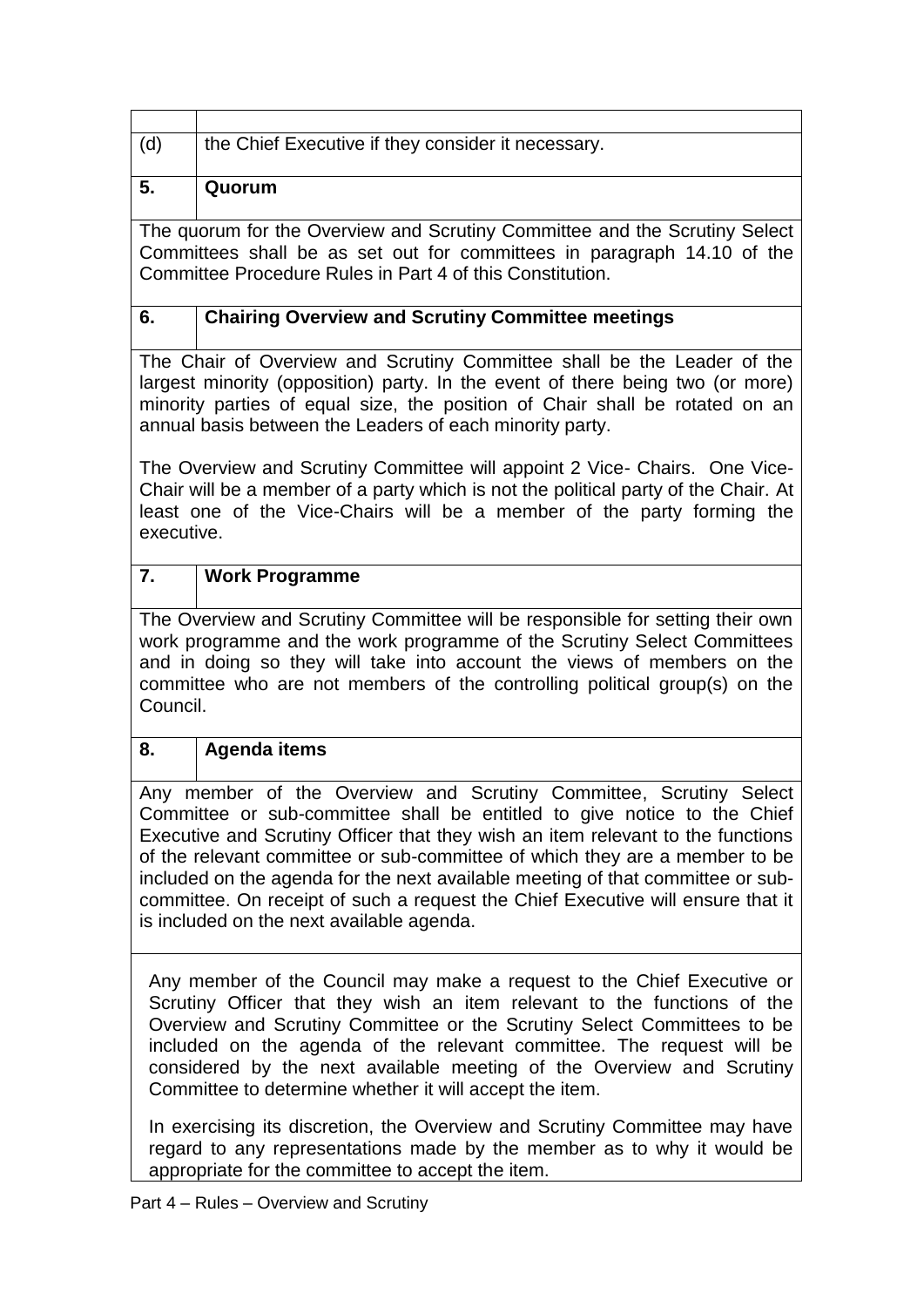(d) the Chief Executive if they consider it necessary.

## 5. Quorum

The quorum for the Overview and Scrutiny Committee and the Scrutiny Select Committees shall be as set out for committees in paragraph 14.10 of the Committee Procedure Rules in Part 4 of this Constitution.

## 6. Chairing Overview and Scrutiny Committee meetings

The Chair of Overview and Scrutiny Committee shall be the Leader of the largest minority (opposition) party. In the event of there being two (or more) minority parties of equal size, the position of Chair shall be rotated on an annual basis between the Leaders of each minority party.

The Overview and Scrutiny Committee will appoint 2 Vice- Chairs. One Vice-Chair will be a member of a party which is not the political party of the Chair. At least one of the Vice-Chairs will be a member of the party forming the executive.

## 7. Work Programme

The Overview and Scrutiny Committee will be responsible for setting their own work programme and the work programme of the Scrutiny Select Committees and in doing so they will take into account the views of members on the committee who are not members of the controlling political group(s) on the Council.

## 8. Agenda items

Any member of the Overview and Scrutiny Committee, Scrutiny Select Committee or sub-committee shall be entitled to give notice to the Chief Executive and Scrutiny Officer that they wish an item relevant to the functions of the relevant committee or sub-committee of which they are a member to be included on the agenda for the next available meeting of that committee or sub-committee. On receipt of such a request the Chief Executive will ensure that it is included on the next available agenda.

Any member of the Council may make a request to the Chief Executive or Scrutiny Officer that they wish an item relevant to the functions of the Overview and Scrutiny Committee or the Scrutiny Select Committees to be included on the agenda of the relevant committee. The request will be considered by the next available meeting of the Overview and Scrutiny Committee to determine whether it will accept the item.

In exercising its discretion, the Overview and Scrutiny Committee may have regard to any representations made by the member as to why it would be appropriate for the committee to accept the item.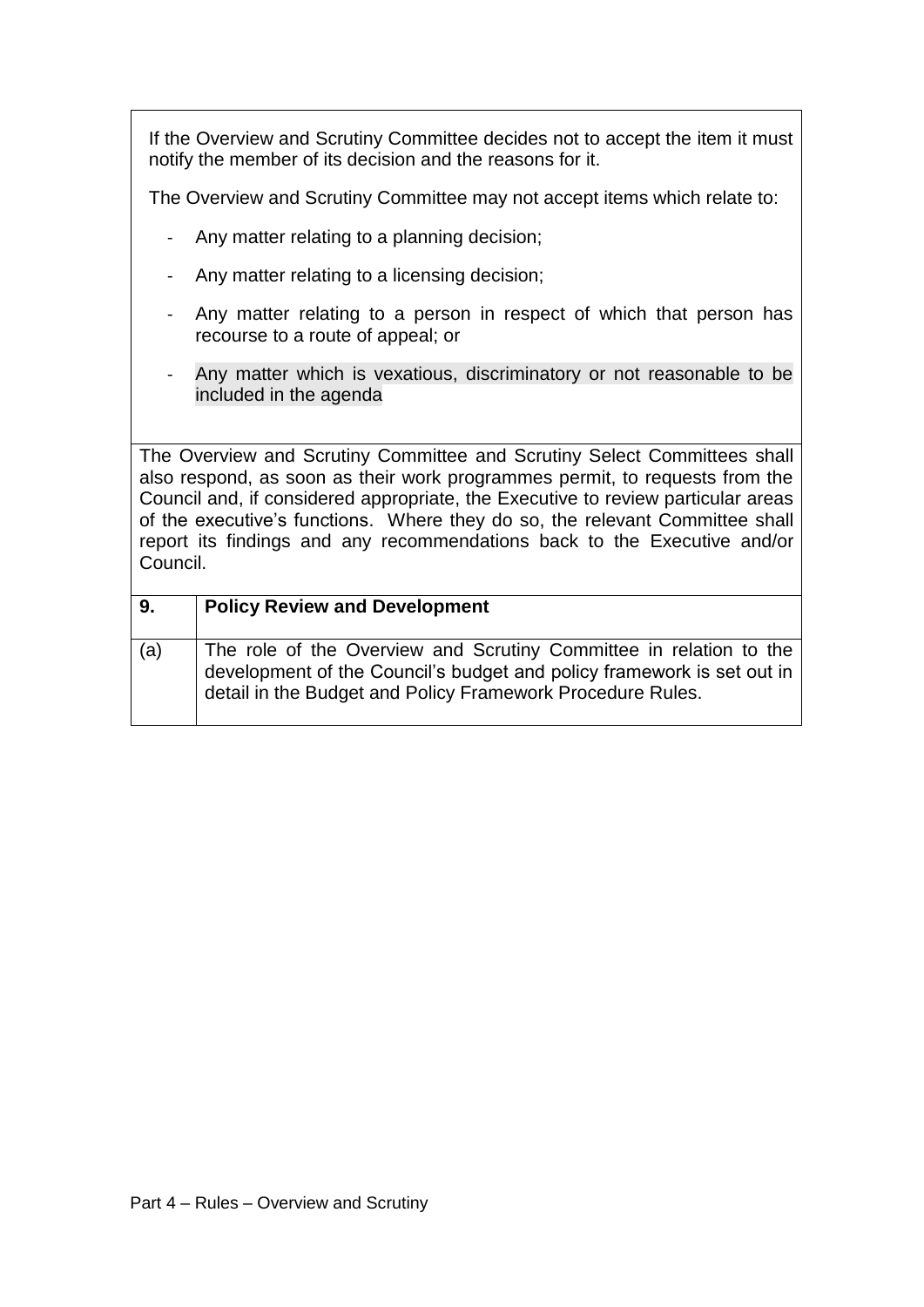If the Overview and Scrutiny Committee decides not to accept the item it must notify the member of its decision and the reasons for it.

The Overview and Scrutiny Committee may not accept items which relate to:

- Any matter relating to a planning decision;
- Any matter relating to a licensing decision;
- Any matter relating to a person in respect of which that person has recourse to a route of appeal; or
- Any matter which is vexatious, discriminatory or not reasonable to be included in the agenda

The Overview and Scrutiny Committee and Scrutiny Select Committees shall also respond, as soon as their work programmes permit, to requests from the Council and, if considered appropriate, the Executive to review particular areas of the executive's functions. Where they do so, the relevant Committee shall report its findings and any recommendations back to the Executive and/or Council.

| 9. | **Policy Review and Development** |
|---|---|
| (a) | The role of the Overview and Scrutiny Committee in relation to the development of the Council's budget and policy framework is set out in detail in the Budget and Policy Framework Procedure Rules. |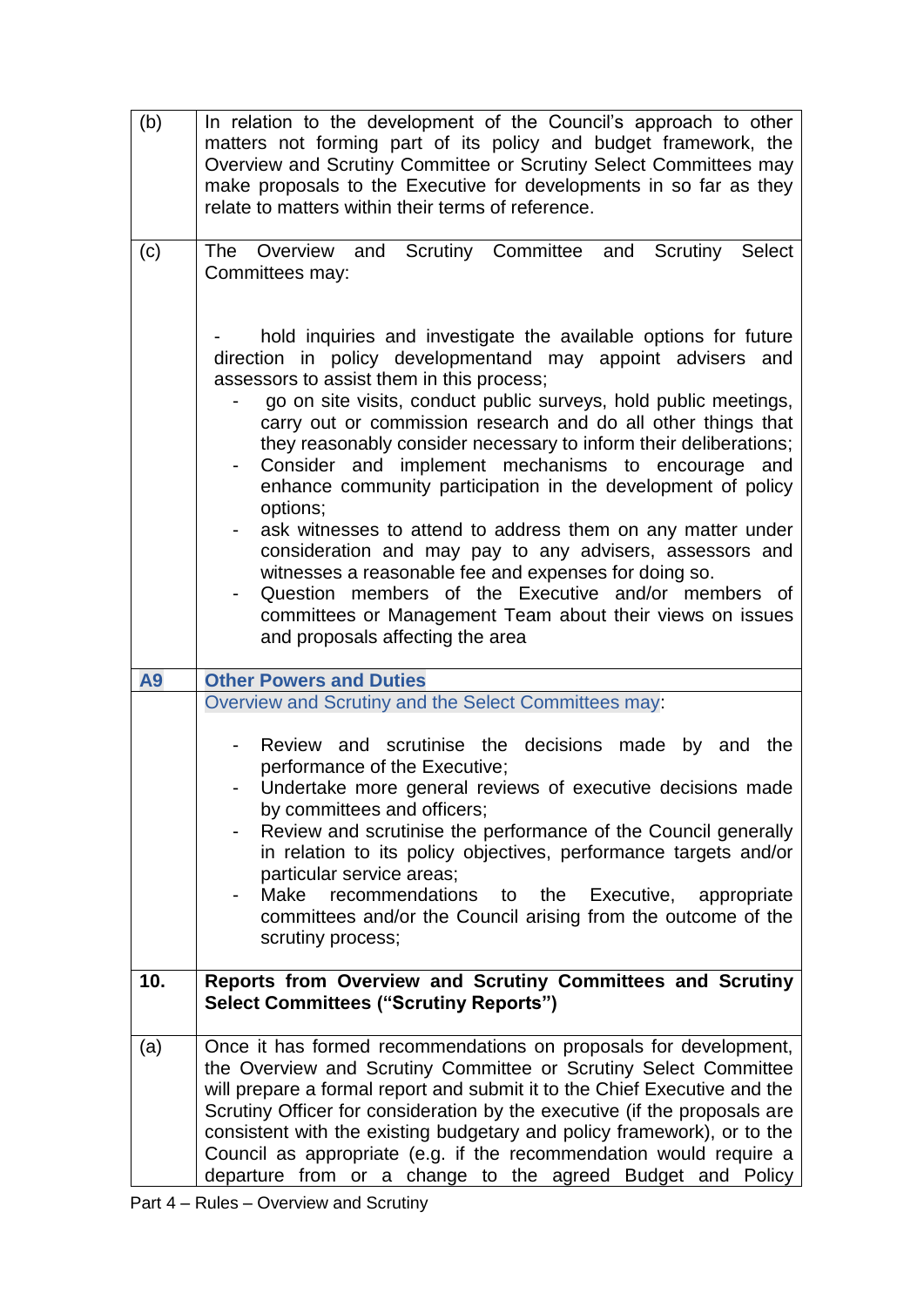| | |
|---|---|
| (b) | In relation to the development of the Council's approach to other matters not forming part of its policy and budget framework, the Overview and Scrutiny Committee or Scrutiny Select Committees may make proposals to the Executive for developments in so far as they relate to matters within their terms of reference. |
| (c) | The Overview and Scrutiny Committee and Scrutiny Select Committees may:<br><br>- hold inquiries and investigate the available options for future direction in policy developmentand may appoint advisers and assessors to assist them in this process;<br>- go on site visits, conduct public surveys, hold public meetings, carry out or commission research and do all other things that they reasonably consider necessary to inform their deliberations;<br>- Consider and implement mechanisms to encourage and enhance community participation in the development of policy options;<br>- ask witnesses to attend to address them on any matter under consideration and may pay to any advisers, assessors and witnesses a reasonable fee and expenses for doing so.<br>- Question members of the Executive and/or members of committees or Management Team about their views on issues and proposals affecting the area |
| **A9** | **Other Powers and Duties** |
| | Overview and Scrutiny and the Select Committees may:<br><br>- Review and scrutinise the decisions made by and the performance of the Executive;<br>- Undertake more general reviews of executive decisions made by committees and officers;<br>- Review and scrutinise the performance of the Council generally in relation to its policy objectives, performance targets and/or particular service areas;<br>- Make recommendations to the Executive, appropriate committees and/or the Council arising from the outcome of the scrutiny process; |
| **10.** | **Reports from Overview and Scrutiny Committees and Scrutiny Select Committees ("Scrutiny Reports")** |
| (a) | Once it has formed recommendations on proposals for development, the Overview and Scrutiny Committee or Scrutiny Select Committee will prepare a formal report and submit it to the Chief Executive and the Scrutiny Officer for consideration by the executive (if the proposals are consistent with the existing budgetary and policy framework), or to the Council as appropriate (e.g. if the recommendation would require a departure from or a change to the agreed Budget and Policy |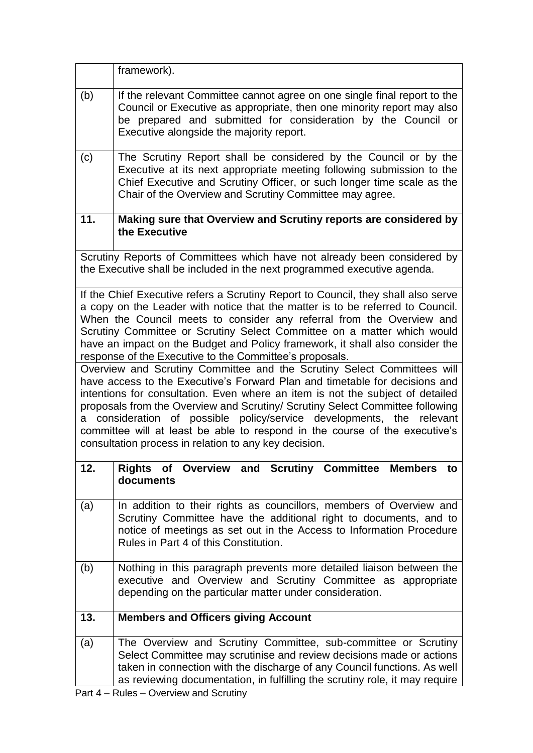| | framework). |
|---|---|
| (b) | If the relevant Committee cannot agree on one single final report to the Council or Executive as appropriate, then one minority report may also be prepared and submitted for consideration by the Council or Executive alongside the majority report. |
| (c) | The Scrutiny Report shall be considered by the Council or by the Executive at its next appropriate meeting following submission to the Chief Executive and Scrutiny Officer, or such longer time scale as the Chair of the Overview and Scrutiny Committee may agree. |
| **11.** | **Making sure that Overview and Scrutiny reports are considered by the Executive** |

Scrutiny Reports of Committees which have not already been considered by the Executive shall be included in the next programmed executive agenda.

If the Chief Executive refers a Scrutiny Report to Council, they shall also serve a copy on the Leader with notice that the matter is to be referred to Council. When the Council meets to consider any referral from the Overview and Scrutiny Committee or Scrutiny Select Committee on a matter which would have an impact on the Budget and Policy framework, it shall also consider the response of the Executive to the Committee's proposals.

Overview and Scrutiny Committee and the Scrutiny Select Committees will have access to the Executive's Forward Plan and timetable for decisions and intentions for consultation. Even where an item is not the subject of detailed proposals from the Overview and Scrutiny/ Scrutiny Select Committee following a consideration of possible policy/service developments, the relevant committee will at least be able to respond in the course of the executive's consultation process in relation to any key decision.

| **12.** | **Rights of Overview and Scrutiny Committee Members to documents** |
|---|---|
| (a) | In addition to their rights as councillors, members of Overview and Scrutiny Committee have the additional right to documents, and to notice of meetings as set out in the Access to Information Procedure Rules in Part 4 of this Constitution. |
| (b) | Nothing in this paragraph prevents more detailed liaison between the executive and Overview and Scrutiny Committee as appropriate depending on the particular matter under consideration. |
| **13.** | **Members and Officers giving Account** |
| (a) | The Overview and Scrutiny Committee, sub-committee or Scrutiny Select Committee may scrutinise and review decisions made or actions taken in connection with the discharge of any Council functions. As well as reviewing documentation, in fulfilling the scrutiny role, it may require |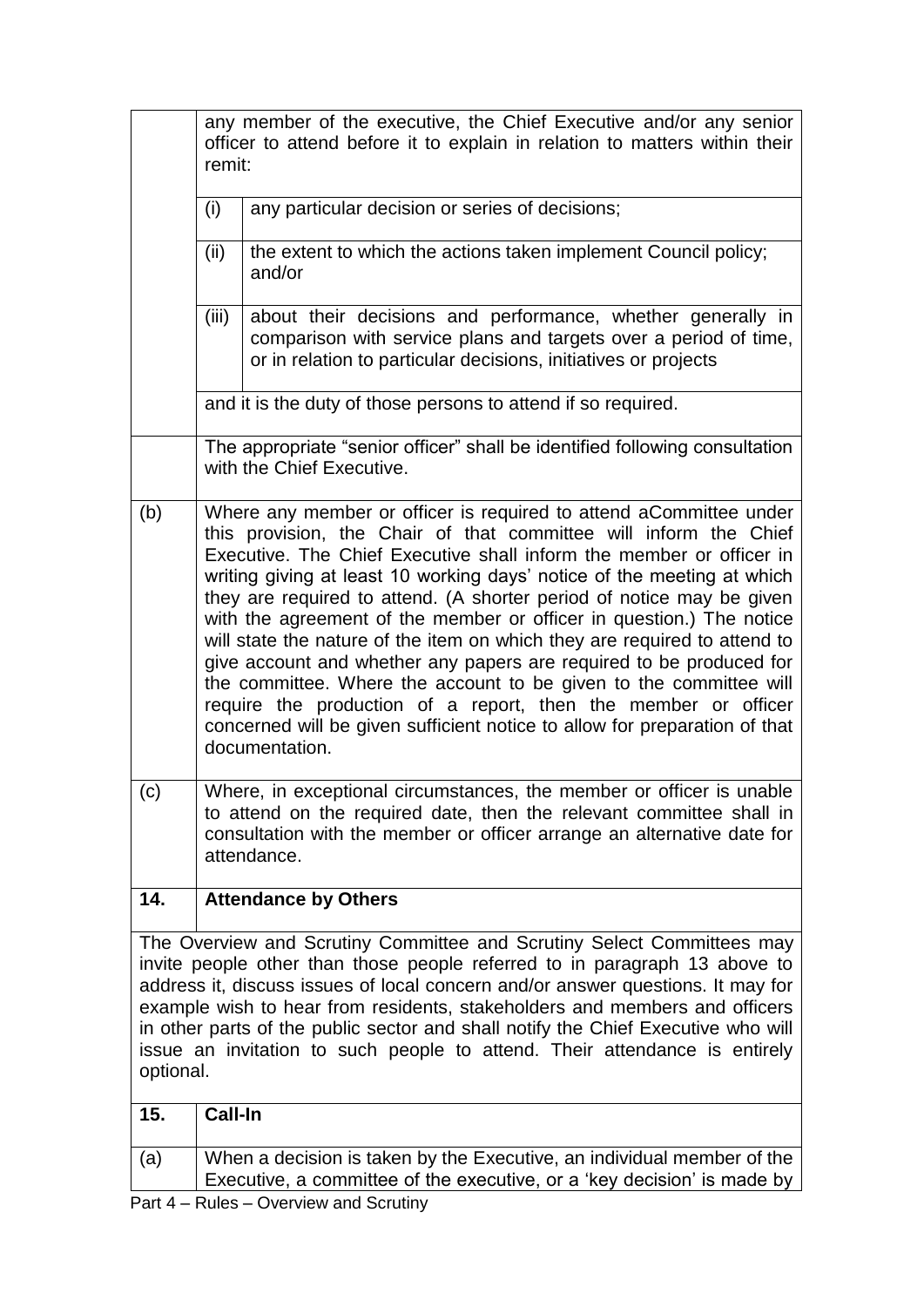| | |
|---|---|
| | any member of the executive, the Chief Executive and/or any senior officer to attend before it to explain in relation to matters within their remit: |
| | (i) any particular decision or series of decisions; |
| | (ii) the extent to which the actions taken implement Council policy; and/or |
| | (iii) about their decisions and performance, whether generally in comparison with service plans and targets over a period of time, or in relation to particular decisions, initiatives or projects |
| | and it is the duty of those persons to attend if so required. |
| | The appropriate "senior officer" shall be identified following consultation with the Chief Executive. |
| (b) | Where any member or officer is required to attend aCommittee under this provision, the Chair of that committee will inform the Chief Executive. The Chief Executive shall inform the member or officer in writing giving at least 10 working days' notice of the meeting at which they are required to attend. (A shorter period of notice may be given with the agreement of the member or officer in question.) The notice will state the nature of the item on which they are required to attend to give account and whether any papers are required to be produced for the committee. Where the account to be given to the committee will require the production of a report, then the member or officer concerned will be given sufficient notice to allow for preparation of that documentation. |
| (c) | Where, in exceptional circumstances, the member or officer is unable to attend on the required date, then the relevant committee shall in consultation with the member or officer arrange an alternative date for attendance. |
| **14.** | **Attendance by Others** |

The Overview and Scrutiny Committee and Scrutiny Select Committees may invite people other than those people referred to in paragraph 13 above to address it, discuss issues of local concern and/or answer questions. It may for example wish to hear from residents, stakeholders and members and officers in other parts of the public sector and shall notify the Chief Executive who will issue an invitation to such people to attend. Their attendance is entirely optional.

| | |
|---|---|
| **15.** | **Call-In** |
| (a) | When a decision is taken by the Executive, an individual member of the Executive, a committee of the executive, or a 'key decision' is made by |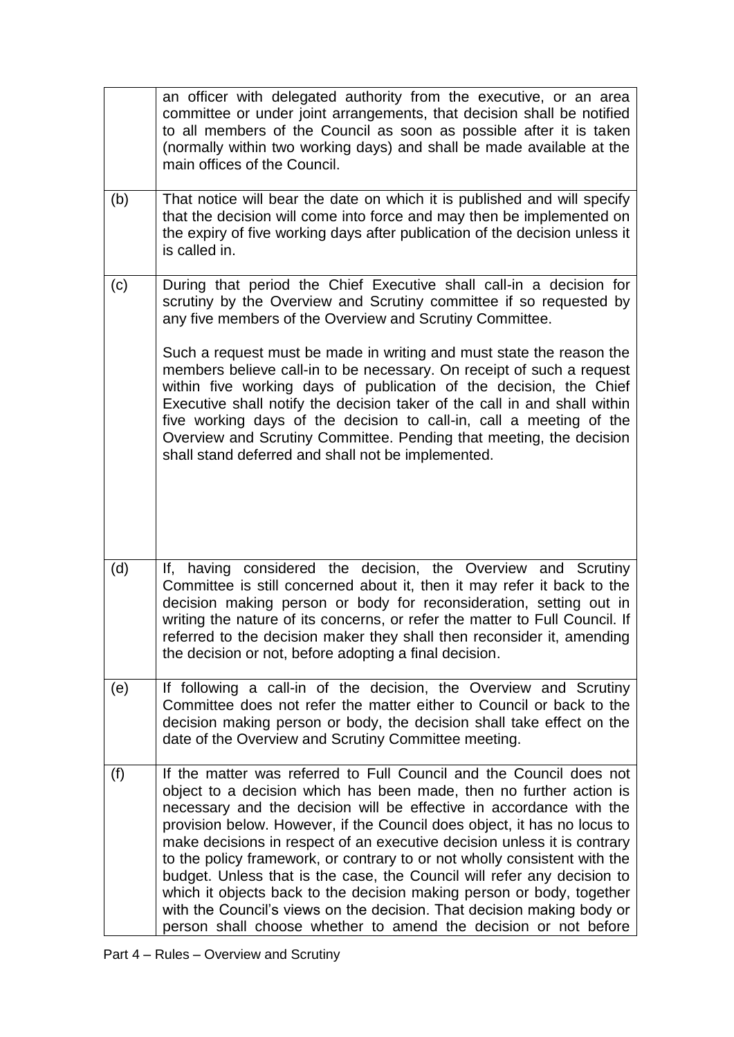| | |
|---|---|
| | an officer with delegated authority from the executive, or an area committee or under joint arrangements, that decision shall be notified to all members of the Council as soon as possible after it is taken (normally within two working days) and shall be made available at the main offices of the Council. |
| (b) | That notice will bear the date on which it is published and will specify that the decision will come into force and may then be implemented on the expiry of five working days after publication of the decision unless it is called in. |
| (c) | During that period the Chief Executive shall call-in a decision for scrutiny by the Overview and Scrutiny committee if so requested by any five members of the Overview and Scrutiny Committee.<br><br>Such a request must be made in writing and must state the reason the members believe call-in to be necessary. On receipt of such a request within five working days of publication of the decision, the Chief Executive shall notify the decision taker of the call in and shall within five working days of the decision to call-in, call a meeting of the Overview and Scrutiny Committee. Pending that meeting, the decision shall stand deferred and shall not be implemented. |
| (d) | If, having considered the decision, the Overview and Scrutiny Committee is still concerned about it, then it may refer it back to the decision making person or body for reconsideration, setting out in writing the nature of its concerns, or refer the matter to Full Council. If referred to the decision maker they shall then reconsider it, amending the decision or not, before adopting a final decision. |
| (e) | If following a call-in of the decision, the Overview and Scrutiny Committee does not refer the matter either to Council or back to the decision making person or body, the decision shall take effect on the date of the Overview and Scrutiny Committee meeting. |
| (f) | If the matter was referred to Full Council and the Council does not object to a decision which has been made, then no further action is necessary and the decision will be effective in accordance with the provision below. However, if the Council does object, it has no locus to make decisions in respect of an executive decision unless it is contrary to the policy framework, or contrary to or not wholly consistent with the budget. Unless that is the case, the Council will refer any decision to which it objects back to the decision making person or body, together with the Council's views on the decision. That decision making body or person shall choose whether to amend the decision or not before |

Part 4 – Rules – Overview and Scrutiny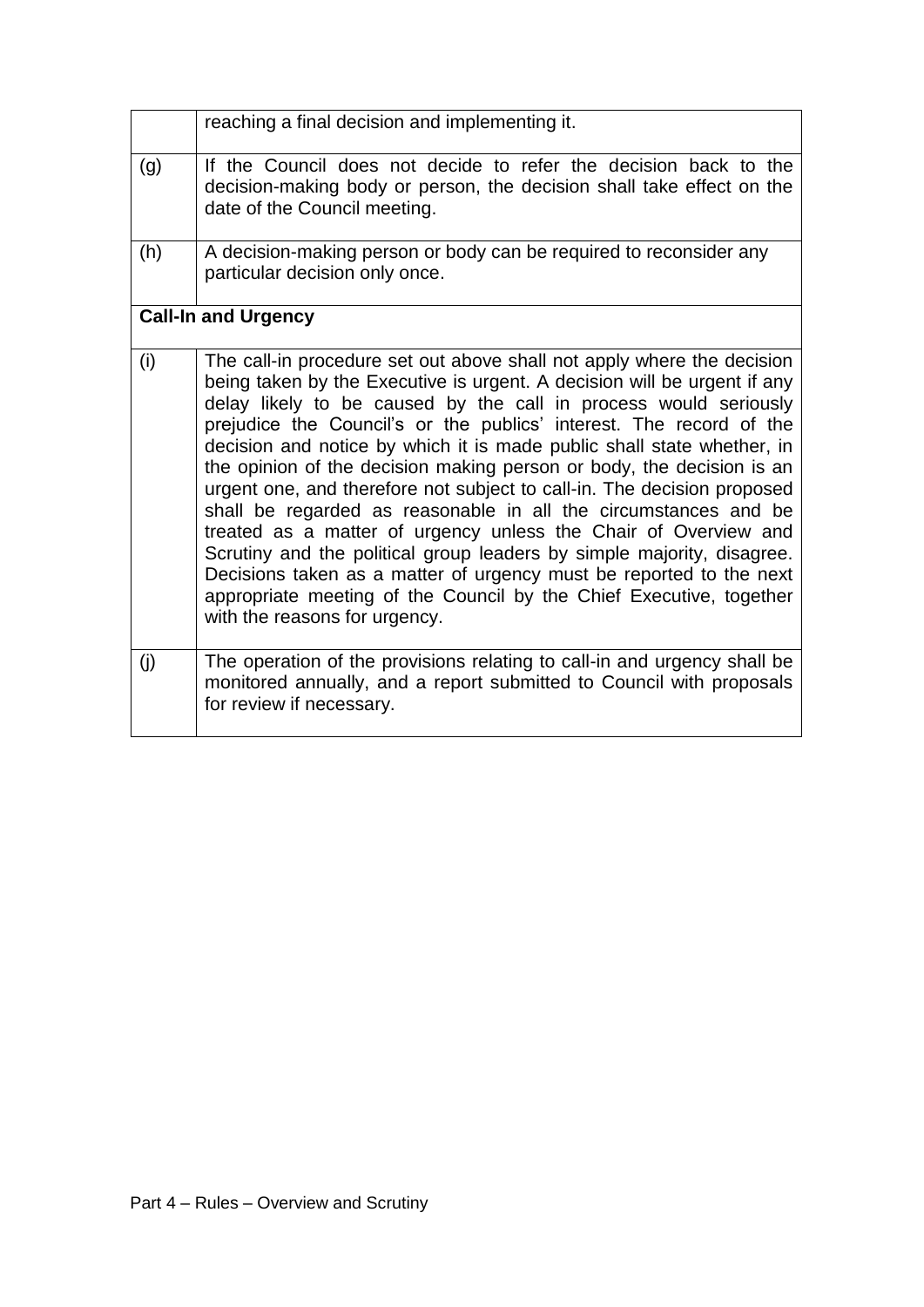| | |
|---|---|
| | reaching a final decision and implementing it. |
| (g) | If the Council does not decide to refer the decision back to the decision-making body or person, the decision shall take effect on the date of the Council meeting. |
| (h) | A decision-making person or body can be required to reconsider any particular decision only once. |
| **Call-In and Urgency** | |
| (i) | The call-in procedure set out above shall not apply where the decision being taken by the Executive is urgent. A decision will be urgent if any delay likely to be caused by the call in process would seriously prejudice the Council's or the publics' interest. The record of the decision and notice by which it is made public shall state whether, in the opinion of the decision making person or body, the decision is an urgent one, and therefore not subject to call-in. The decision proposed shall be regarded as reasonable in all the circumstances and be treated as a matter of urgency unless the Chair of Overview and Scrutiny and the political group leaders by simple majority, disagree. Decisions taken as a matter of urgency must be reported to the next appropriate meeting of the Council by the Chief Executive, together with the reasons for urgency. |
| (j) | The operation of the provisions relating to call-in and urgency shall be monitored annually, and a report submitted to Council with proposals for review if necessary. |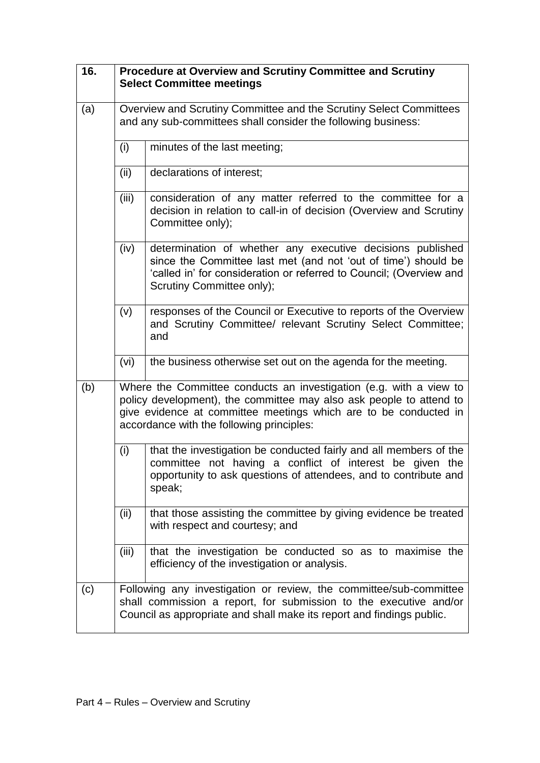| 16. | **Procedure at Overview and Scrutiny Committee and Scrutiny Select Committee meetings** | |
|---|---|---|
| (a) | Overview and Scrutiny Committee and the Scrutiny Select Committees and any sub-committees shall consider the following business: | |
| | (i) | minutes of the last meeting; |
| | (ii) | declarations of interest; |
| | (iii) | consideration of any matter referred to the committee for a decision in relation to call-in of decision (Overview and Scrutiny Committee only); |
| | (iv) | determination of whether any executive decisions published since the Committee last met (and not 'out of time') should be 'called in' for consideration or referred to Council; (Overview and Scrutiny Committee only); |
| | (v) | responses of the Council or Executive to reports of the Overview and Scrutiny Committee/ relevant Scrutiny Select Committee; and |
| | (vi) | the business otherwise set out on the agenda for the meeting. |
| (b) | Where the Committee conducts an investigation (e.g. with a view to policy development), the committee may also ask people to attend to give evidence at committee meetings which are to be conducted in accordance with the following principles: | |
| | (i) | that the investigation be conducted fairly and all members of the committee not having a conflict of interest be given the opportunity to ask questions of attendees, and to contribute and speak; |
| | (ii) | that those assisting the committee by giving evidence be treated with respect and courtesy; and |
| | (iii) | that the investigation be conducted so as to maximise the efficiency of the investigation or analysis. |
| (c) | Following any investigation or review, the committee/sub-committee shall commission a report, for submission to the executive and/or Council as appropriate and shall make its report and findings public. | |